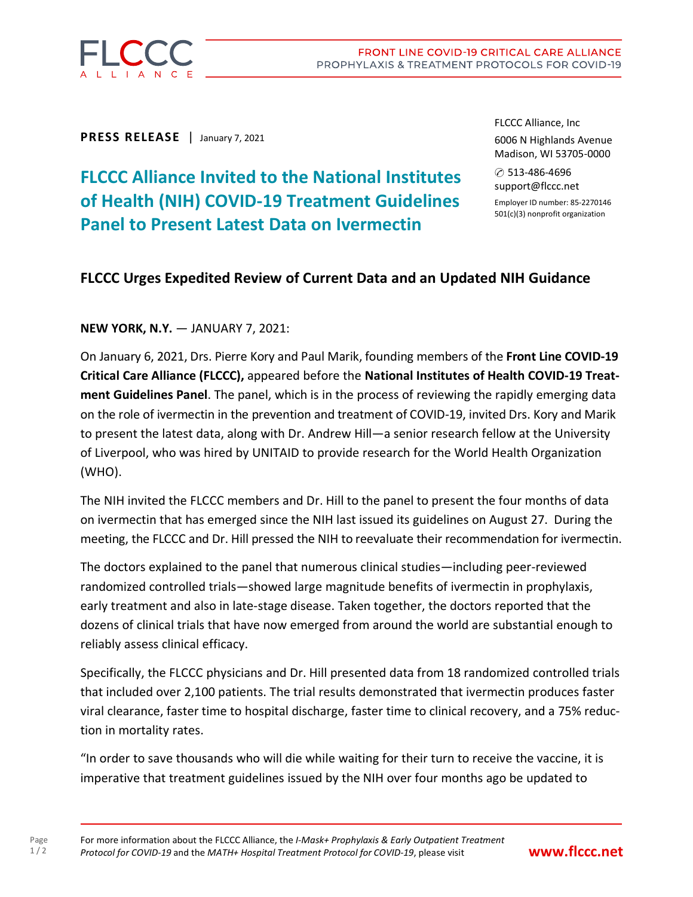**PRESS RELEASE** | January 7, 2021

FLCCC Alliance, Inc
6006 N Highlands Avenue
Madison, WI 53705-0000
513-486-4696
support@flccc.net
Employer ID number: 85-2270146
501(c)(3) nonprofit organization

# FLCCC Alliance Invited to the National Institutes of Health (NIH) COVID-19 Treatment Guidelines Panel to Present Latest Data on Ivermectin

## FLCCC Urges Expedited Review of Current Data and an Updated NIH Guidance

**NEW YORK, N.Y.** — JANUARY 7, 2021:

On January 6, 2021, Drs. Pierre Kory and Paul Marik, founding members of the **Front Line COVID-19 Critical Care Alliance (FLCCC),** appeared before the **National Institutes of Health COVID-19 Treatment Guidelines Panel**. The panel, which is in the process of reviewing the rapidly emerging data on the role of ivermectin in the prevention and treatment of COVID-19, invited Drs. Kory and Marik to present the latest data, along with Dr. Andrew Hill—a senior research fellow at the University of Liverpool, who was hired by UNITAID to provide research for the World Health Organization (WHO).

The NIH invited the FLCCC members and Dr. Hill to the panel to present the four months of data on ivermectin that has emerged since the NIH last issued its guidelines on August 27. During the meeting, the FLCCC and Dr. Hill pressed the NIH to reevaluate their recommendation for ivermectin.

The doctors explained to the panel that numerous clinical studies—including peer-reviewed randomized controlled trials—showed large magnitude benefits of ivermectin in prophylaxis, early treatment and also in late-stage disease. Taken together, the doctors reported that the dozens of clinical trials that have now emerged from around the world are substantial enough to reliably assess clinical efficacy.

Specifically, the FLCCC physicians and Dr. Hill presented data from 18 randomized controlled trials that included over 2,100 patients. The trial results demonstrated that ivermectin produces faster viral clearance, faster time to hospital discharge, faster time to clinical recovery, and a 75% reduction in mortality rates.

"In order to save thousands who will die while waiting for their turn to receive the vaccine, it is imperative that treatment guidelines issued by the NIH over four months ago be updated to

For more information about the FLCCC Alliance, the *I-Mask+ Prophylaxis & Early Outpatient Treatment Protocol for COVID-19* and the *MATH+ Hospital Treatment Protocol for COVID-19*, please visit **www.flccc.net**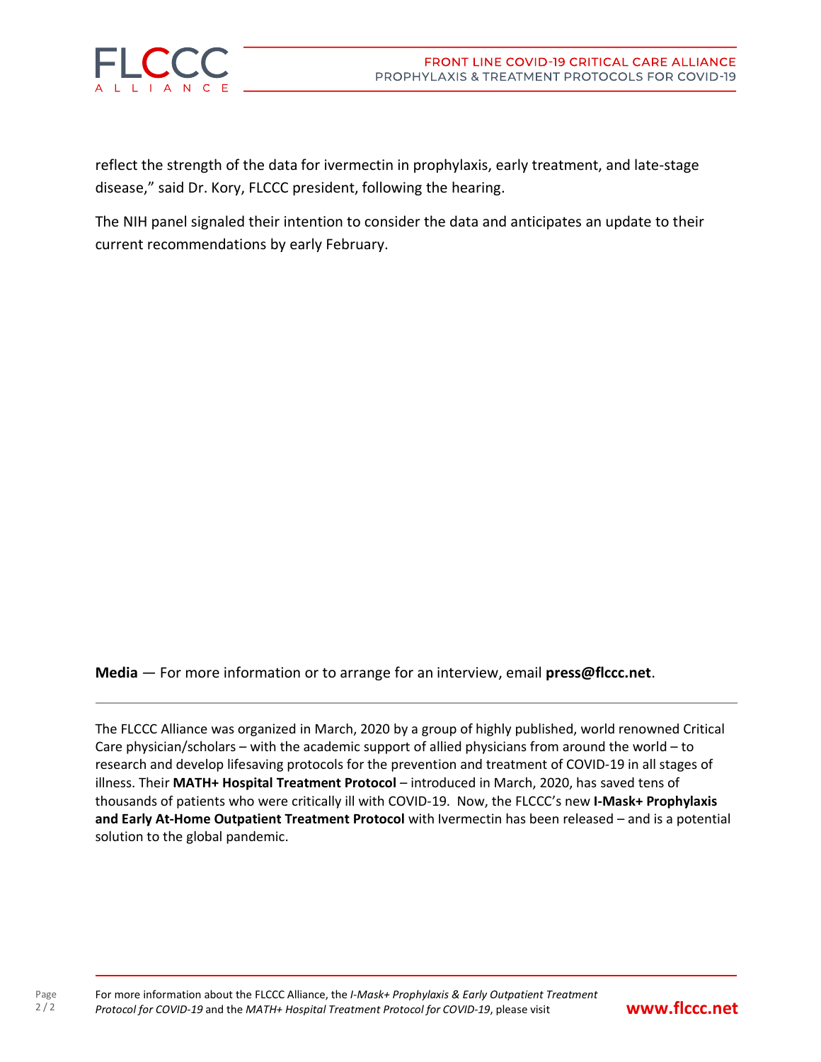reflect the strength of the data for ivermectin in prophylaxis, early treatment, and late-stage disease," said Dr. Kory, FLCCC president, following the hearing.

The NIH panel signaled their intention to consider the data and anticipates an update to their current recommendations by early February.

**Media** — For more information or to arrange for an interview, email **press@flccc.net**.

---

The FLCCC Alliance was organized in March, 2020 by a group of highly published, world renowned Critical Care physician/scholars – with the academic support of allied physicians from around the world – to research and develop lifesaving protocols for the prevention and treatment of COVID-19 in all stages of illness. Their **MATH+ Hospital Treatment Protocol** – introduced in March, 2020, has saved tens of thousands of patients who were critically ill with COVID-19. Now, the FLCCC's new **I-Mask+ Prophylaxis and Early At-Home Outpatient Treatment Protocol** with Ivermectin has been released – and is a potential solution to the global pandemic.

For more information about the FLCCC Alliance, the *I-Mask+ Prophylaxis & Early Outpatient Treatment Protocol for COVID-19* and the *MATH+ Hospital Treatment Protocol for COVID-19*, please visit **www.flccc.net**